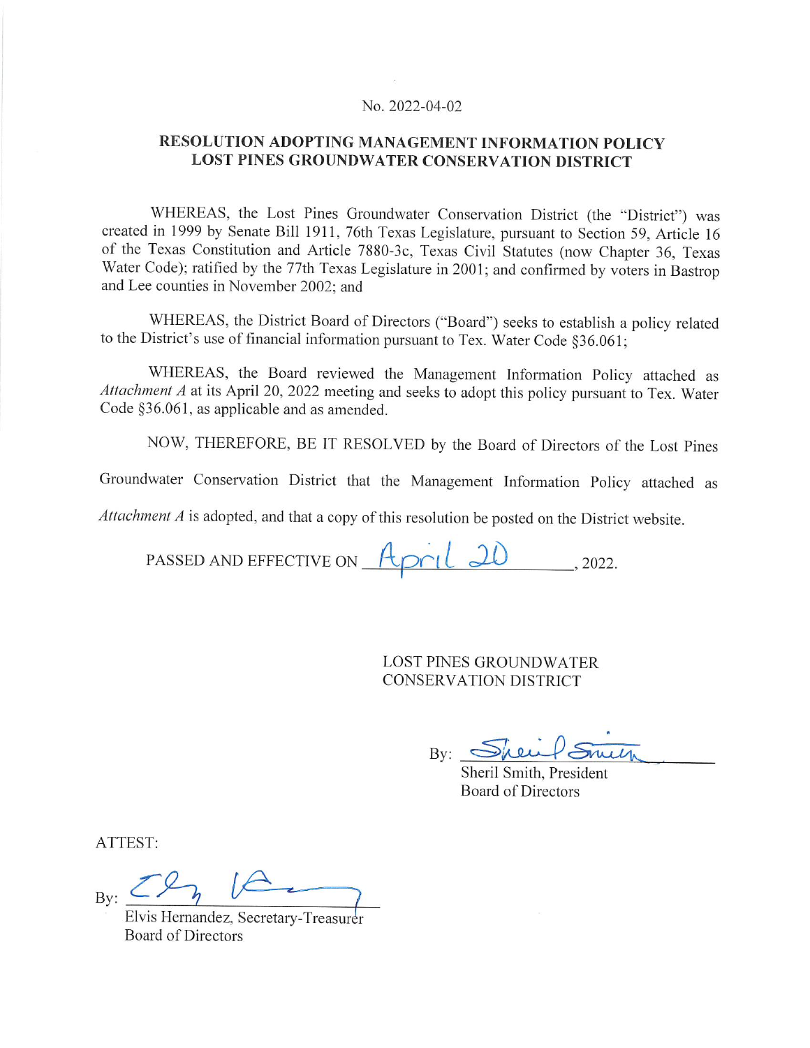No. 2022-04-02

## RESOLUTION ADOPTING MANAGEMENT INFORMATION POLICY LOST PINES GROUNDWATER CONSERVATION DISTRICT

WHEREAS, the Lost Pines Groundwater Conservation District (the "District") was created in 1999 by Senate Bill 1911, 76th Texas Legislature, pursuant to Section 59, Article 16 of the Texas Constitution and Article 7880-3c, Texas Civil Statutes (now Chapter 36, Texas Water Code); ratified by the 77th Texas Legislature in 2001; and confirmed by voters in Bastrop and Lee counties in November 2002; and

WHEREAS, the District Board of Directors ("Board") seeks to establish a policy related to the District's use of financial information pursuant to Tex. Water Code §36.061;

WHEREAS, the Board reviewed the Management Information Policy attached as *Attachment A* at its April 20, 2022 meeting and seeks to adopt this policy pursuant to Tex. Water Code §36.061, as applicable and as amended.

NOW, THEREFORE, BE IT RESOLVED by the Board of Directors of the Lost Pines Groundwater Conservation District that the Management Information Policy attached as *Attachment A* is adopted, and that a copy of this resolution be posted on the District website.

PASSED AND EFFECTIVE ON April 20, 2022.

LOST PINES GROUNDWATER CONSERVATION DISTRICT

By: [signature]
Sheril Smith, President
Board of Directors

ATTEST:

By: [signature]
Elvis Hernandez, Secretary-Treasurer
Board of Directors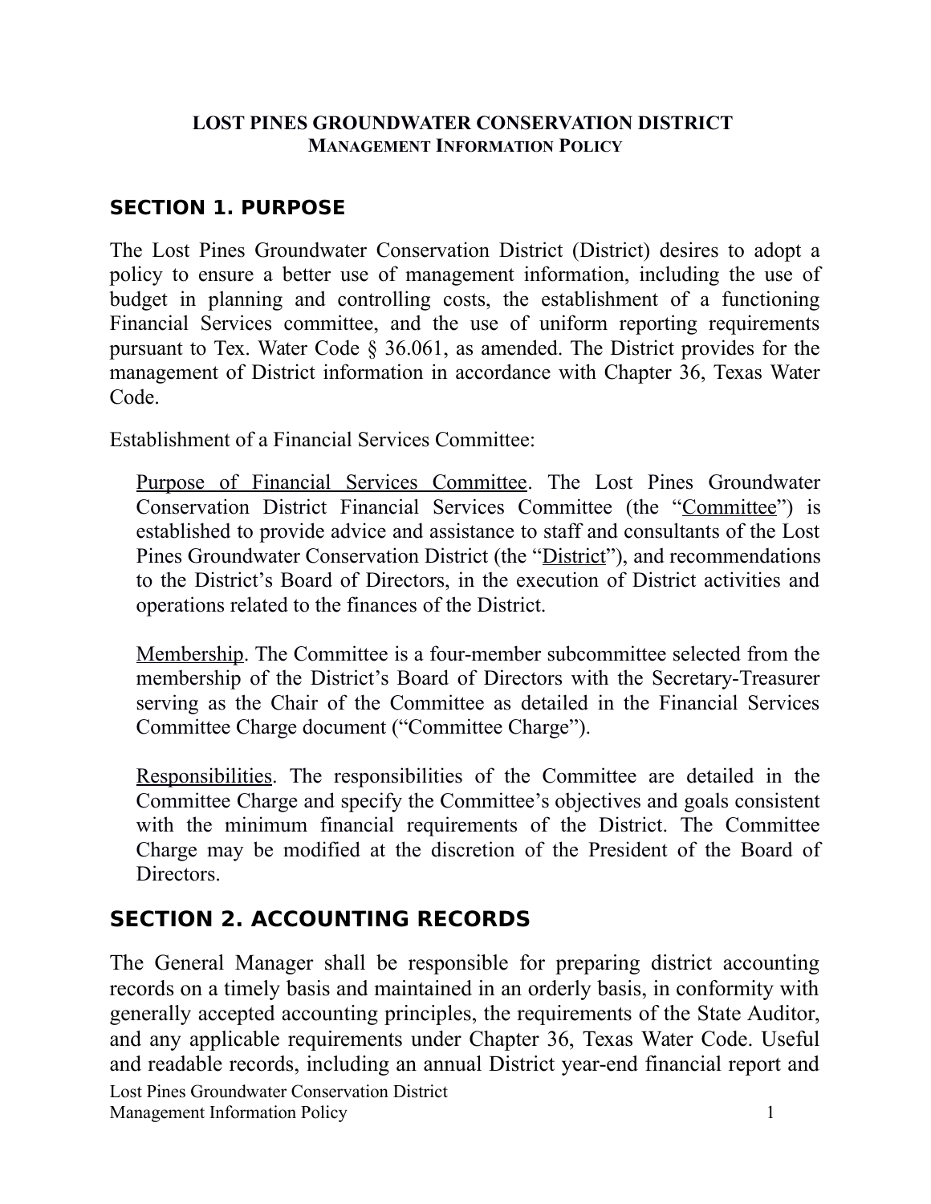**LOST PINES GROUNDWATER CONSERVATION DISTRICT**
**MANAGEMENT INFORMATION POLICY**

## SECTION 1. PURPOSE

The Lost Pines Groundwater Conservation District (District) desires to adopt a policy to ensure a better use of management information, including the use of budget in planning and controlling costs, the establishment of a functioning Financial Services committee, and the use of uniform reporting requirements pursuant to Tex. Water Code § 36.061, as amended. The District provides for the management of District information in accordance with Chapter 36, Texas Water Code.

Establishment of a Financial Services Committee:

> Purpose of Financial Services Committee. The Lost Pines Groundwater Conservation District Financial Services Committee (the "Committee") is established to provide advice and assistance to staff and consultants of the Lost Pines Groundwater Conservation District (the "District"), and recommendations to the District's Board of Directors, in the execution of District activities and operations related to the finances of the District.
>
> Membership. The Committee is a four-member subcommittee selected from the membership of the District's Board of Directors with the Secretary-Treasurer serving as the Chair of the Committee as detailed in the Financial Services Committee Charge document ("Committee Charge").
>
> Responsibilities. The responsibilities of the Committee are detailed in the Committee Charge and specify the Committee's objectives and goals consistent with the minimum financial requirements of the District. The Committee Charge may be modified at the discretion of the President of the Board of Directors.

## SECTION 2. ACCOUNTING RECORDS

The General Manager shall be responsible for preparing district accounting records on a timely basis and maintained in an orderly basis, in conformity with generally accepted accounting principles, the requirements of the State Auditor, and any applicable requirements under Chapter 36, Texas Water Code. Useful and readable records, including an annual District year-end financial report and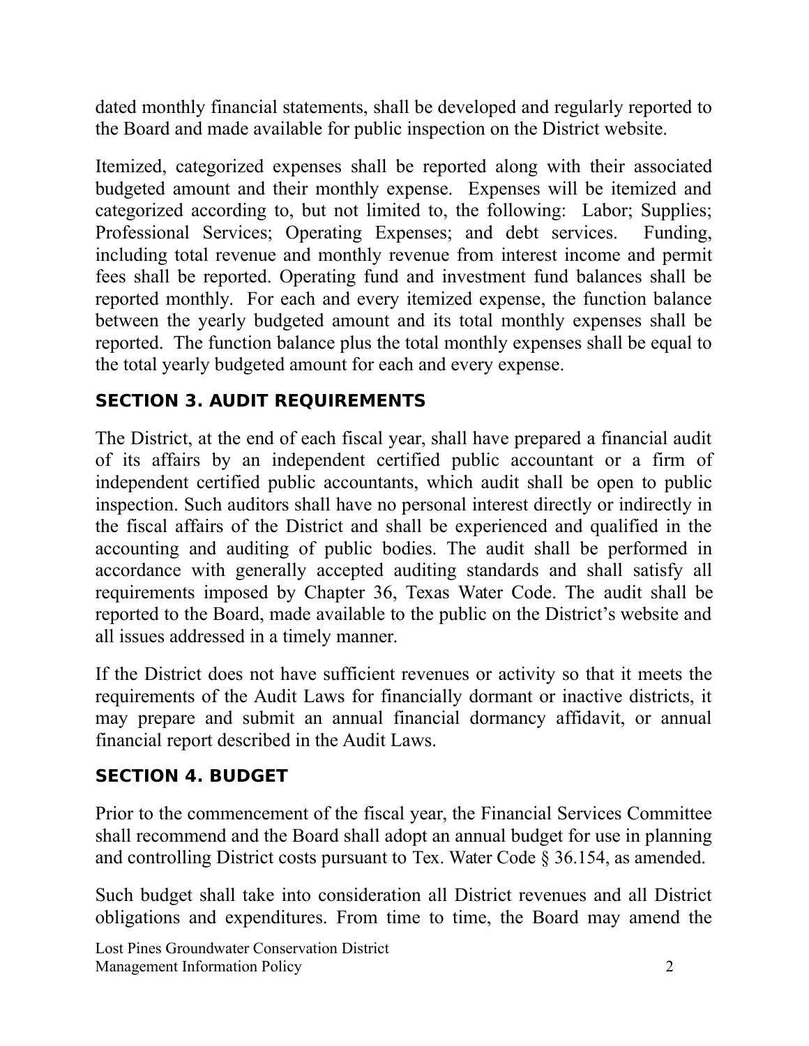dated monthly financial statements, shall be developed and regularly reported to the Board and made available for public inspection on the District website.

Itemized, categorized expenses shall be reported along with their associated budgeted amount and their monthly expense. Expenses will be itemized and categorized according to, but not limited to, the following: Labor; Supplies; Professional Services; Operating Expenses; and debt services. Funding, including total revenue and monthly revenue from interest income and permit fees shall be reported. Operating fund and investment fund balances shall be reported monthly. For each and every itemized expense, the function balance between the yearly budgeted amount and its total monthly expenses shall be reported. The function balance plus the total monthly expenses shall be equal to the total yearly budgeted amount for each and every expense.

## SECTION 3. AUDIT REQUIREMENTS

The District, at the end of each fiscal year, shall have prepared a financial audit of its affairs by an independent certified public accountant or a firm of independent certified public accountants, which audit shall be open to public inspection. Such auditors shall have no personal interest directly or indirectly in the fiscal affairs of the District and shall be experienced and qualified in the accounting and auditing of public bodies. The audit shall be performed in accordance with generally accepted auditing standards and shall satisfy all requirements imposed by Chapter 36, Texas Water Code. The audit shall be reported to the Board, made available to the public on the District's website and all issues addressed in a timely manner.

If the District does not have sufficient revenues or activity so that it meets the requirements of the Audit Laws for financially dormant or inactive districts, it may prepare and submit an annual financial dormancy affidavit, or annual financial report described in the Audit Laws.

## SECTION 4. BUDGET

Prior to the commencement of the fiscal year, the Financial Services Committee shall recommend and the Board shall adopt an annual budget for use in planning and controlling District costs pursuant to Tex. Water Code § 36.154, as amended.

Such budget shall take into consideration all District revenues and all District obligations and expenditures. From time to time, the Board may amend the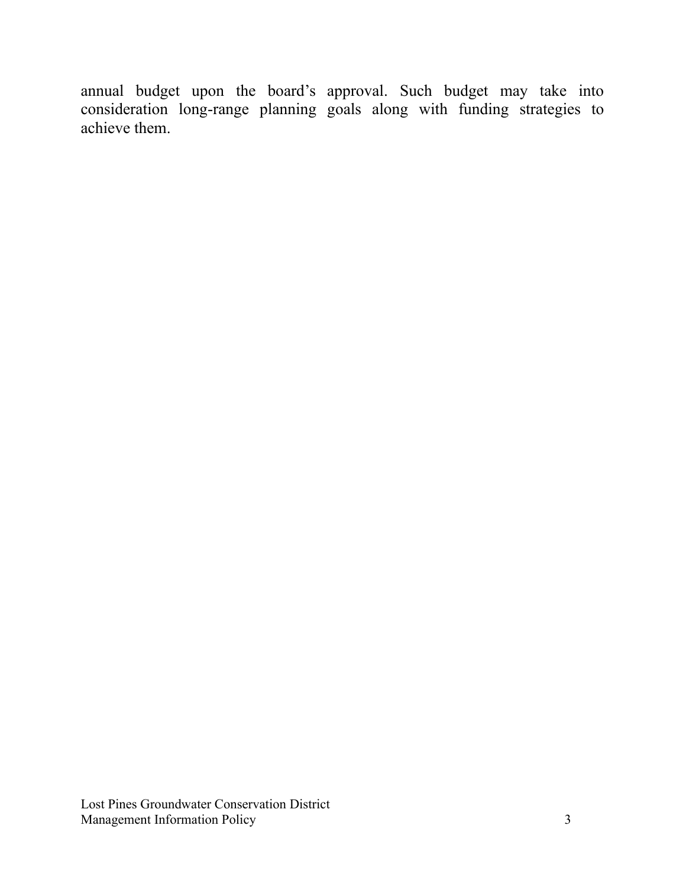annual budget upon the board's approval. Such budget may take into consideration long-range planning goals along with funding strategies to achieve them.